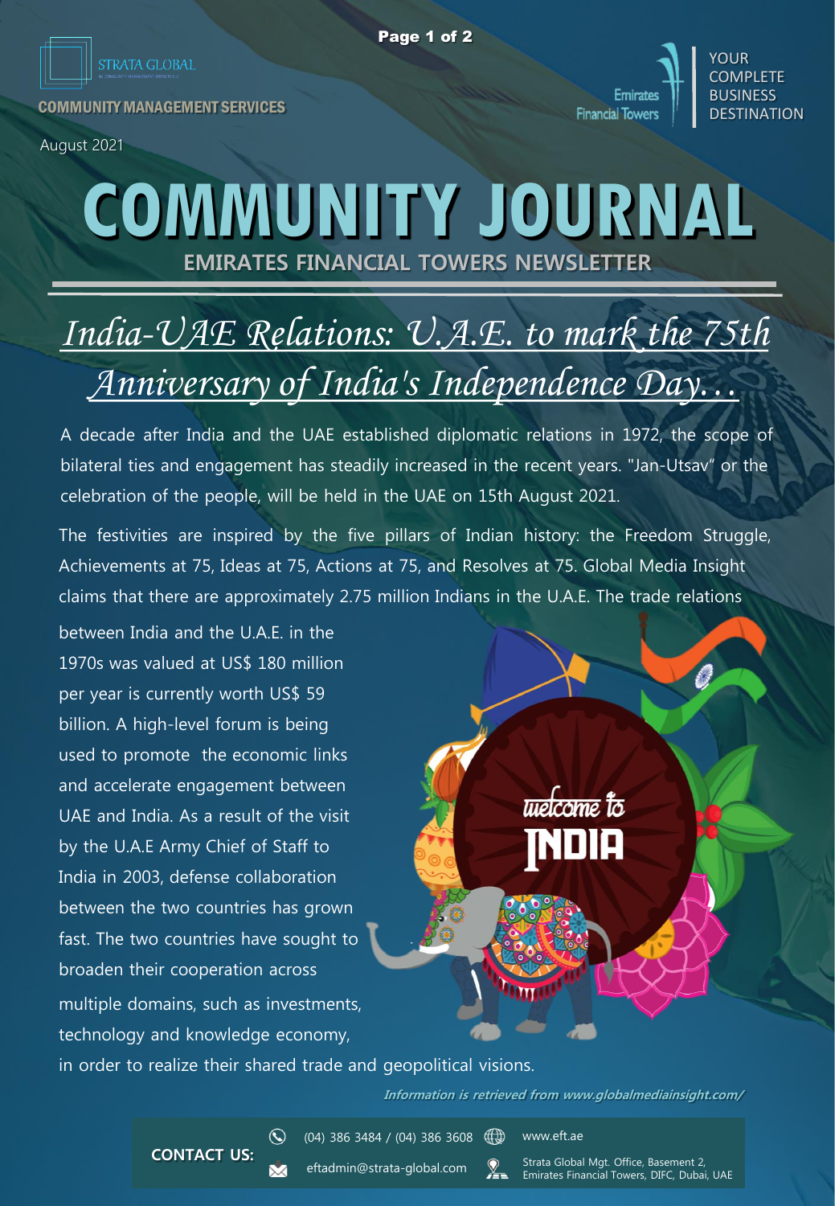STRATA GLOBAL

COMMUNITY MANAGEMENT SERVICES

August 2021

Emirates Financial Towers | YOUR COMPLETE BUSINESS DESTINATION

# COMMUNITY JOURNAL

## EMIRATES FINANCIAL TOWERS NEWSLETTER

## *India-UAE Relations: U.A.E. to mark the 75th Anniversary of India's Independence Day…*

A decade after India and the UAE established diplomatic relations in 1972, the scope of bilateral ties and engagement has steadily increased in the recent years. "Jan-Utsav" or the celebration of the people, will be held in the UAE on 15th August 2021.

The festivities are inspired by the five pillars of Indian history: the Freedom Struggle, Achievements at 75, Ideas at 75, Actions at 75, and Resolves at 75. Global Media Insight claims that there are approximately 2.75 million Indians in the U.A.E. The trade relations between India and the U.A.E. in the 1970s was valued at US$ 180 million per year is currently worth US$ 59 billion. A high-level forum is being used to promote the economic links and accelerate engagement between UAE and India. As a result of the visit by the U.A.E Army Chief of Staff to India in 2003, defense collaboration between the two countries has grown fast. The two countries have sought to broaden their cooperation across multiple domains, such as investments, technology and knowledge economy, in order to realize their shared trade and geopolitical visions.

welcome to INDIA

*Information is retrieved from www.globalmediainsight.com/*

**CONTACT US:** (04) 386 3484 / (04) 386 3608 | eftadmin@strata-global.com | www.eft.ae | Strata Global Mgt. Office, Basement 2, Emirates Financial Towers, DIFC, Dubai, UAE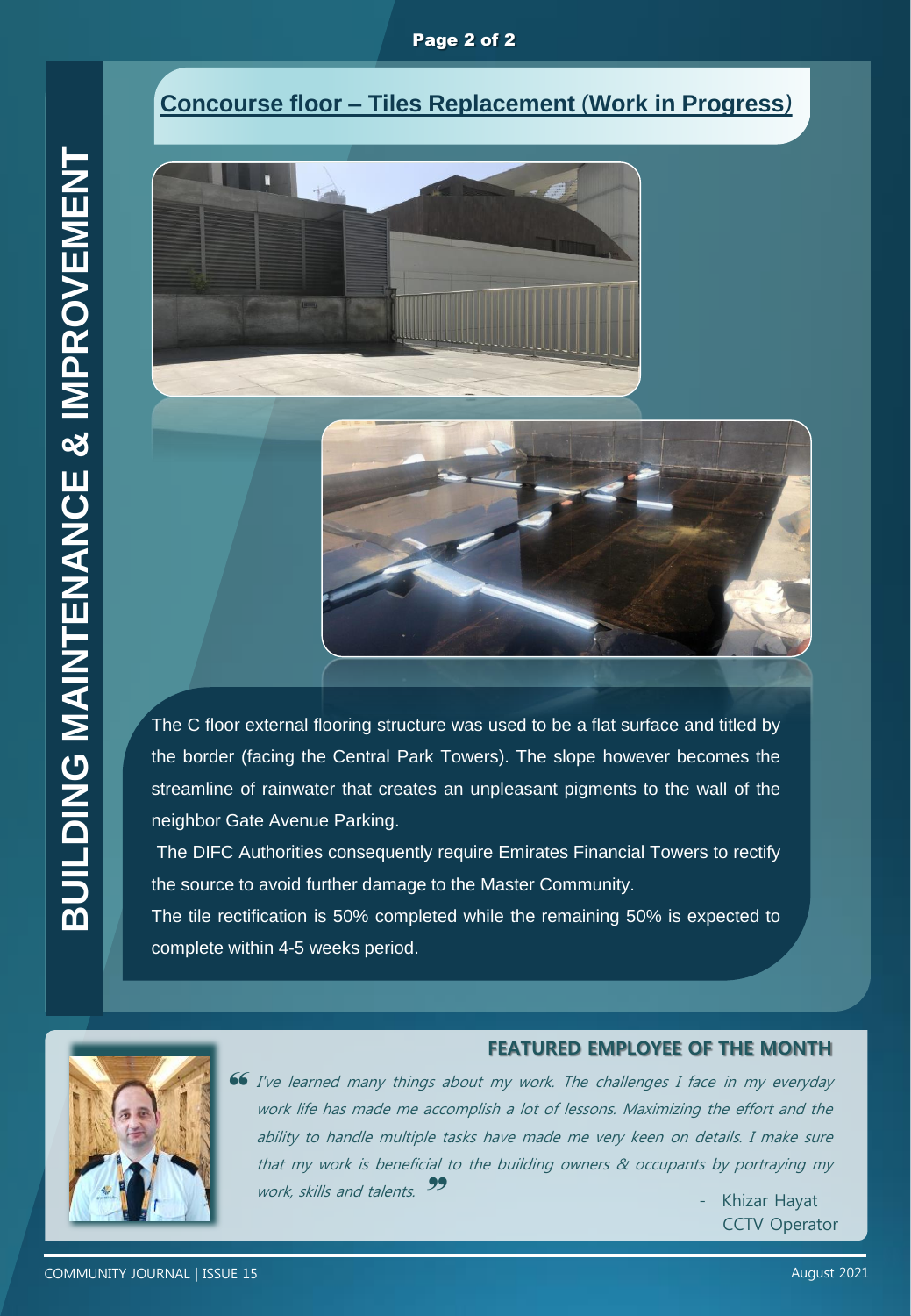# BUILDING MAINTENANCE & IMPROVEMENT

## Concourse floor – Tiles Replacement (Work in Progress)

The C floor external flooring structure was used to be a flat surface and titled by the border (facing the Central Park Towers). The slope however becomes the streamline of rainwater that creates an unpleasant pigments to the wall of the neighbor Gate Avenue Parking.

The DIFC Authorities consequently require Emirates Financial Towers to rectify the source to avoid further damage to the Master Community.

The tile rectification is 50% completed while the remaining 50% is expected to complete within 4-5 weeks period.

## FEATURED EMPLOYEE OF THE MONTH

*"I've learned many things about my work. The challenges I face in my everyday work life has made me accomplish a lot of lessons. Maximizing the effort and the ability to handle multiple tasks have made me very keen on details. I make sure that my work is beneficial to the building owners & occupants by portraying my work, skills and talents."*

\- Khizar Hayat
CCTV Operator